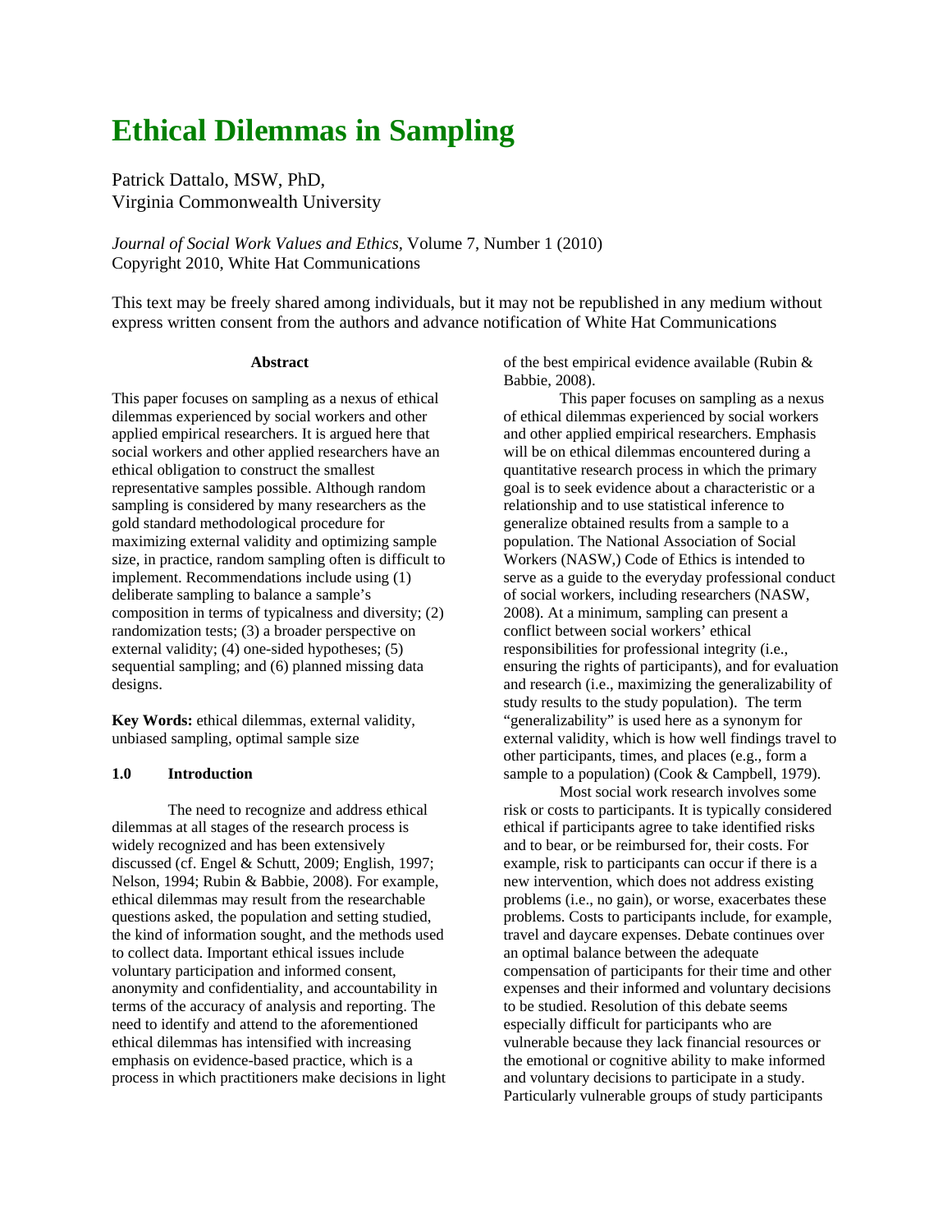# Ethical Dilemmas in Sampling

Patrick Dattalo, MSW, PhD,
Virginia Commonwealth University

*Journal of Social Work Values and Ethics,* Volume 7, Number 1 (2010)
Copyright 2010, White Hat Communications

This text may be freely shared among individuals, but it may not be republished in any medium without express written consent from the authors and advance notification of White Hat Communications

**Abstract**

This paper focuses on sampling as a nexus of ethical dilemmas experienced by social workers and other applied empirical researchers. It is argued here that social workers and other applied researchers have an ethical obligation to construct the smallest representative samples possible. Although random sampling is considered by many researchers as the gold standard methodological procedure for maximizing external validity and optimizing sample size, in practice, random sampling often is difficult to implement. Recommendations include using (1) deliberate sampling to balance a sample's composition in terms of typicalness and diversity; (2) randomization tests; (3) a broader perspective on external validity; (4) one-sided hypotheses; (5) sequential sampling; and (6) planned missing data designs.

**Key Words:** ethical dilemmas, external validity, unbiased sampling, optimal sample size

## 1.0 Introduction

The need to recognize and address ethical dilemmas at all stages of the research process is widely recognized and has been extensively discussed (cf. Engel & Schutt, 2009; English, 1997; Nelson, 1994; Rubin & Babbie, 2008). For example, ethical dilemmas may result from the researchable questions asked, the population and setting studied, the kind of information sought, and the methods used to collect data. Important ethical issues include voluntary participation and informed consent, anonymity and confidentiality, and accountability in terms of the accuracy of analysis and reporting. The need to identify and attend to the aforementioned ethical dilemmas has intensified with increasing emphasis on evidence-based practice, which is a process in which practitioners make decisions in light of the best empirical evidence available (Rubin & Babbie, 2008).

This paper focuses on sampling as a nexus of ethical dilemmas experienced by social workers and other applied empirical researchers. Emphasis will be on ethical dilemmas encountered during a quantitative research process in which the primary goal is to seek evidence about a characteristic or a relationship and to use statistical inference to generalize obtained results from a sample to a population. The National Association of Social Workers (NASW,) Code of Ethics is intended to serve as a guide to the everyday professional conduct of social workers, including researchers (NASW, 2008). At a minimum, sampling can present a conflict between social workers' ethical responsibilities for professional integrity (i.e., ensuring the rights of participants), and for evaluation and research (i.e., maximizing the generalizability of study results to the study population). The term "generalizability" is used here as a synonym for external validity, which is how well findings travel to other participants, times, and places (e.g., form a sample to a population) (Cook & Campbell, 1979).

Most social work research involves some risk or costs to participants. It is typically considered ethical if participants agree to take identified risks and to bear, or be reimbursed for, their costs. For example, risk to participants can occur if there is a new intervention, which does not address existing problems (i.e., no gain), or worse, exacerbates these problems. Costs to participants include, for example, travel and daycare expenses. Debate continues over an optimal balance between the adequate compensation of participants for their time and other expenses and their informed and voluntary decisions to be studied. Resolution of this debate seems especially difficult for participants who are vulnerable because they lack financial resources or the emotional or cognitive ability to make informed and voluntary decisions to participate in a study. Particularly vulnerable groups of study participants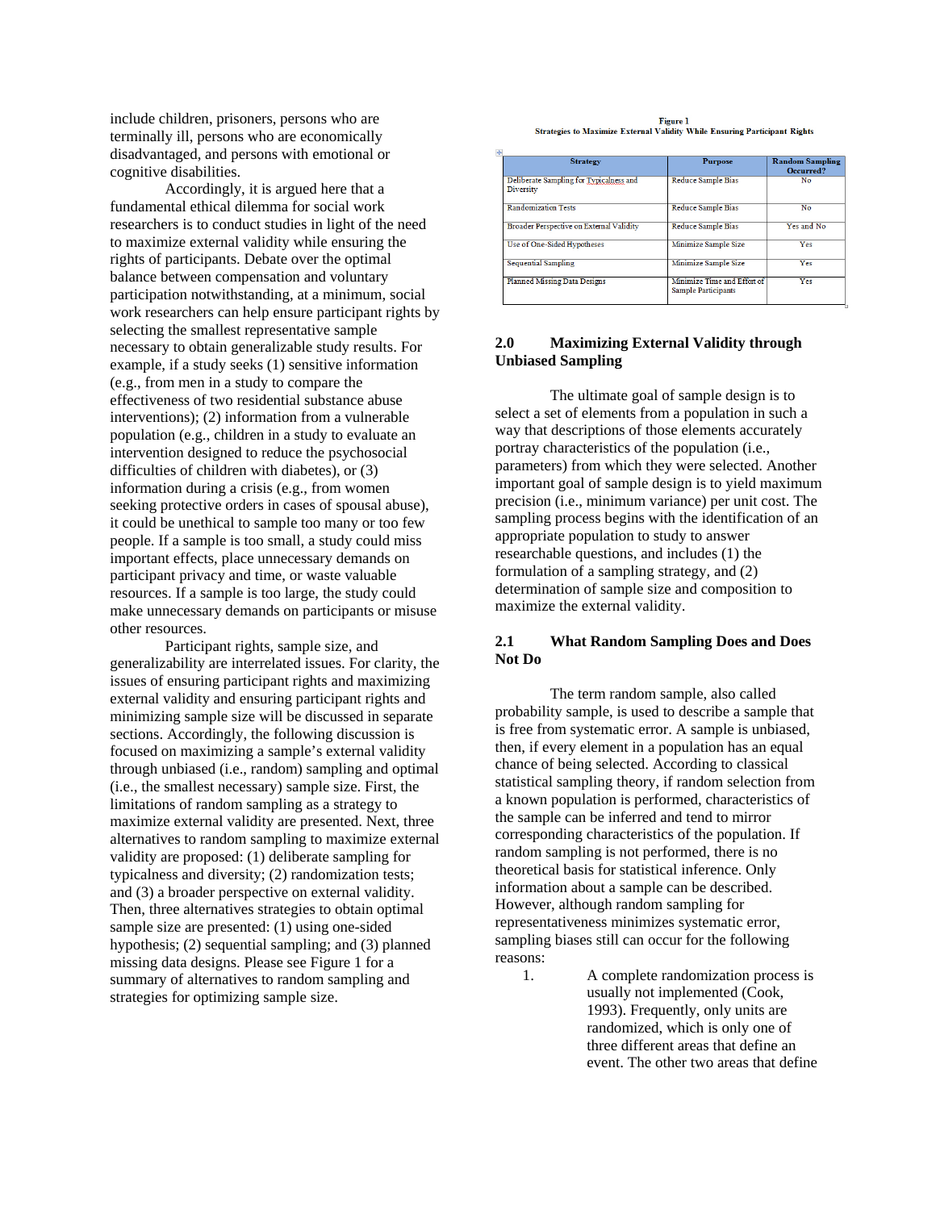include children, prisoners, persons who are terminally ill, persons who are economically disadvantaged, and persons with emotional or cognitive disabilities.

Accordingly, it is argued here that a fundamental ethical dilemma for social work researchers is to conduct studies in light of the need to maximize external validity while ensuring the rights of participants. Debate over the optimal balance between compensation and voluntary participation notwithstanding, at a minimum, social work researchers can help ensure participant rights by selecting the smallest representative sample necessary to obtain generalizable study results. For example, if a study seeks (1) sensitive information (e.g., from men in a study to compare the effectiveness of two residential substance abuse interventions); (2) information from a vulnerable population (e.g., children in a study to evaluate an intervention designed to reduce the psychosocial difficulties of children with diabetes), or (3) information during a crisis (e.g., from women seeking protective orders in cases of spousal abuse), it could be unethical to sample too many or too few people. If a sample is too small, a study could miss important effects, place unnecessary demands on participant privacy and time, or waste valuable resources. If a sample is too large, the study could make unnecessary demands on participants or misuse other resources.

Participant rights, sample size, and generalizability are interrelated issues. For clarity, the issues of ensuring participant rights and maximizing external validity and ensuring participant rights and minimizing sample size will be discussed in separate sections. Accordingly, the following discussion is focused on maximizing a sample's external validity through unbiased (i.e., random) sampling and optimal (i.e., the smallest necessary) sample size. First, the limitations of random sampling as a strategy to maximize external validity are presented. Next, three alternatives to random sampling to maximize external validity are proposed: (1) deliberate sampling for typicalness and diversity; (2) randomization tests; and (3) a broader perspective on external validity. Then, three alternatives strategies to obtain optimal sample size are presented: (1) using one-sided hypothesis; (2) sequential sampling; and (3) planned missing data designs. Please see Figure 1 for a summary of alternatives to random sampling and strategies for optimizing sample size.

**Figure 1**
**Strategies to Maximize External Validity While Ensuring Participant Rights**

| Strategy | Purpose | Random Sampling Occurred? |
|---|---|---|
| Deliberate Sampling for Typicalness and Diversity | Reduce Sample Bias | No |
| Randomization Tests | Reduce Sample Bias | No |
| Broader Perspective on External Validity | Reduce Sample Bias | Yes and No |
| Use of One-Sided Hypotheses | Minimize Sample Size | Yes |
| Sequential Sampling | Minimize Sample Size | Yes |
| Planned Missing Data Designs | Minimize Time and Effort of Sample Participants | Yes |

## 2.0 Maximizing External Validity through Unbiased Sampling

The ultimate goal of sample design is to select a set of elements from a population in such a way that descriptions of those elements accurately portray characteristics of the population (i.e., parameters) from which they were selected. Another important goal of sample design is to yield maximum precision (i.e., minimum variance) per unit cost. The sampling process begins with the identification of an appropriate population to study to answer researchable questions, and includes (1) the formulation of a sampling strategy, and (2) determination of sample size and composition to maximize the external validity.

### 2.1 What Random Sampling Does and Does Not Do

The term random sample, also called probability sample, is used to describe a sample that is free from systematic error. A sample is unbiased, then, if every element in a population has an equal chance of being selected. According to classical statistical sampling theory, if random selection from a known population is performed, characteristics of the sample can be inferred and tend to mirror corresponding characteristics of the population. If random sampling is not performed, there is no theoretical basis for statistical inference. Only information about a sample can be described. However, although random sampling for representativeness minimizes systematic error, sampling biases still can occur for the following reasons:

1. A complete randomization process is usually not implemented (Cook, 1993). Frequently, only units are randomized, which is only one of three different areas that define an event. The other two areas that define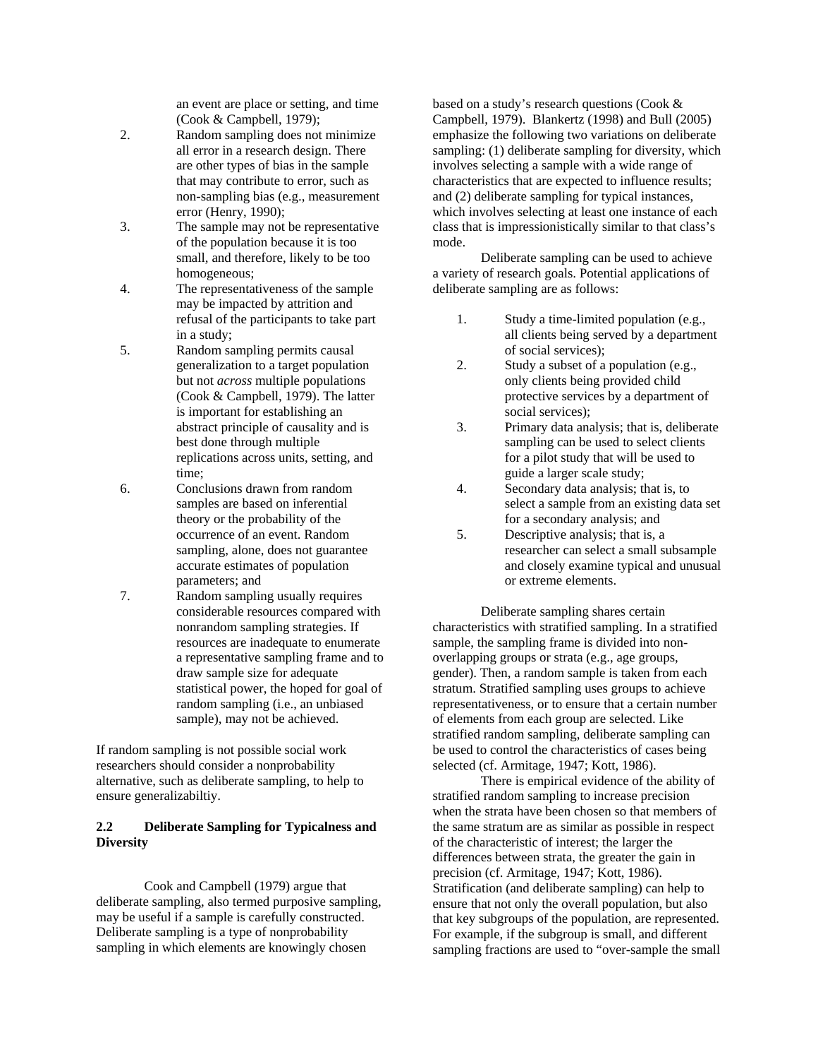an event are place or setting, and time (Cook & Campbell, 1979);

2. Random sampling does not minimize all error in a research design. There are other types of bias in the sample that may contribute to error, such as non-sampling bias (e.g., measurement error (Henry, 1990);
3. The sample may not be representative of the population because it is too small, and therefore, likely to be too homogeneous;
4. The representativeness of the sample may be impacted by attrition and refusal of the participants to take part in a study;
5. Random sampling permits causal generalization to a target population but not *across* multiple populations (Cook & Campbell, 1979). The latter is important for establishing an abstract principle of causality and is best done through multiple replications across units, setting, and time;
6. Conclusions drawn from random samples are based on inferential theory or the probability of the occurrence of an event. Random sampling, alone, does not guarantee accurate estimates of population parameters; and
7. Random sampling usually requires considerable resources compared with nonrandom sampling strategies. If resources are inadequate to enumerate a representative sampling frame and to draw sample size for adequate statistical power, the hoped for goal of random sampling (i.e., an unbiased sample), may not be achieved.

If random sampling is not possible social work researchers should consider a nonprobability alternative, such as deliberate sampling, to help to ensure generalizabiltiy.

## 2.2 Deliberate Sampling for Typicalness and Diversity

Cook and Campbell (1979) argue that deliberate sampling, also termed purposive sampling, may be useful if a sample is carefully constructed. Deliberate sampling is a type of nonprobability sampling in which elements are knowingly chosen based on a study's research questions (Cook & Campbell, 1979). Blankertz (1998) and Bull (2005) emphasize the following two variations on deliberate sampling: (1) deliberate sampling for diversity, which involves selecting a sample with a wide range of characteristics that are expected to influence results; and (2) deliberate sampling for typical instances, which involves selecting at least one instance of each class that is impressionistically similar to that class's mode.

Deliberate sampling can be used to achieve a variety of research goals. Potential applications of deliberate sampling are as follows:

1. Study a time-limited population (e.g., all clients being served by a department of social services);
2. Study a subset of a population (e.g., only clients being provided child protective services by a department of social services);
3. Primary data analysis; that is, deliberate sampling can be used to select clients for a pilot study that will be used to guide a larger scale study;
4. Secondary data analysis; that is, to select a sample from an existing data set for a secondary analysis; and
5. Descriptive analysis; that is, a researcher can select a small subsample and closely examine typical and unusual or extreme elements.

Deliberate sampling shares certain characteristics with stratified sampling. In a stratified sample, the sampling frame is divided into non-overlapping groups or strata (e.g., age groups, gender). Then, a random sample is taken from each stratum. Stratified sampling uses groups to achieve representativeness, or to ensure that a certain number of elements from each group are selected. Like stratified random sampling, deliberate sampling can be used to control the characteristics of cases being selected (cf. Armitage, 1947; Kott, 1986).

There is empirical evidence of the ability of stratified random sampling to increase precision when the strata have been chosen so that members of the same stratum are as similar as possible in respect of the characteristic of interest; the larger the differences between strata, the greater the gain in precision (cf. Armitage, 1947; Kott, 1986). Stratification (and deliberate sampling) can help to ensure that not only the overall population, but also that key subgroups of the population, are represented. For example, if the subgroup is small, and different sampling fractions are used to "over-sample the small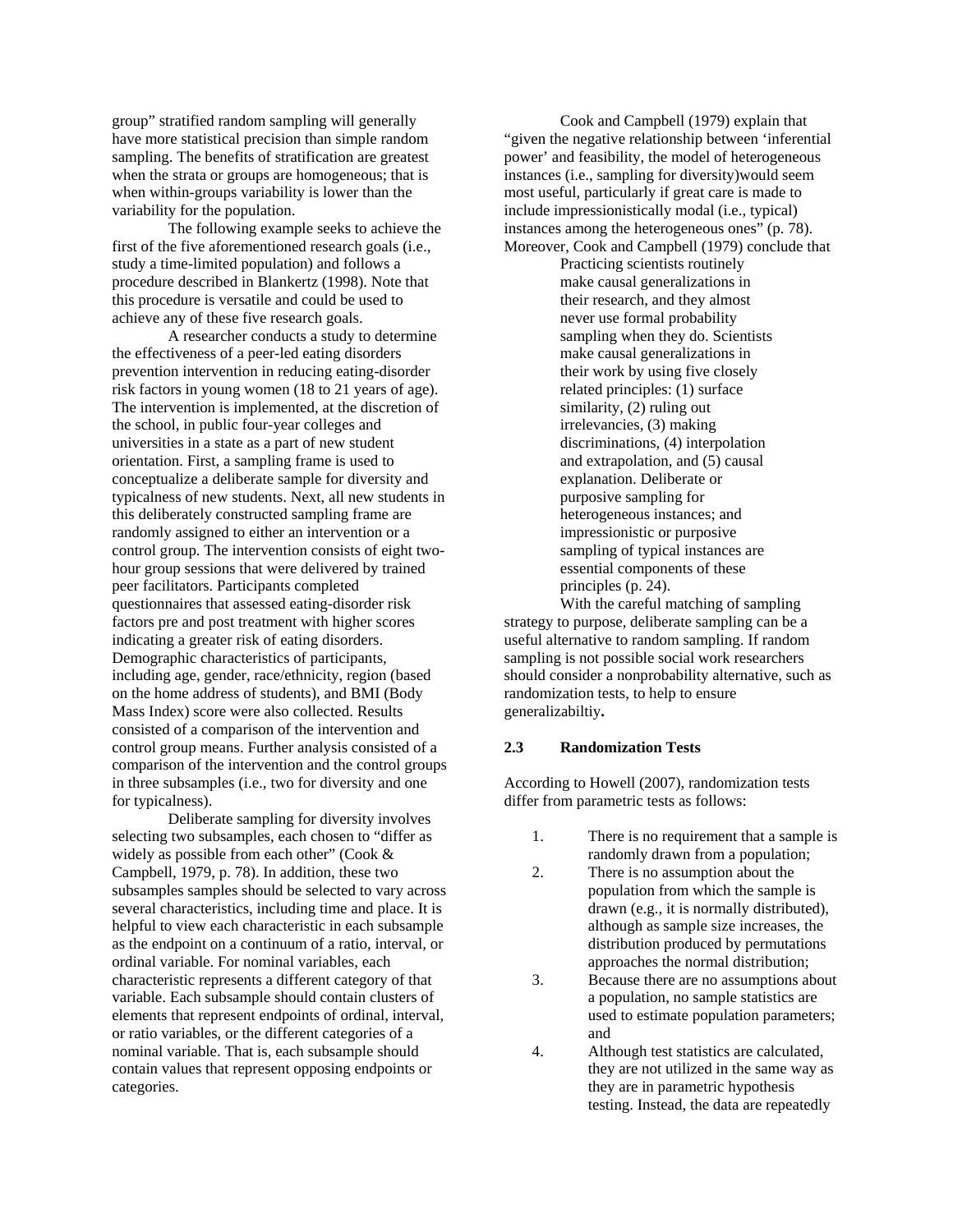group" stratified random sampling will generally have more statistical precision than simple random sampling. The benefits of stratification are greatest when the strata or groups are homogeneous; that is when within-groups variability is lower than the variability for the population.

The following example seeks to achieve the first of the five aforementioned research goals (i.e., study a time-limited population) and follows a procedure described in Blankertz (1998). Note that this procedure is versatile and could be used to achieve any of these five research goals.

A researcher conducts a study to determine the effectiveness of a peer-led eating disorders prevention intervention in reducing eating-disorder risk factors in young women (18 to 21 years of age). The intervention is implemented, at the discretion of the school, in public four-year colleges and universities in a state as a part of new student orientation. First, a sampling frame is used to conceptualize a deliberate sample for diversity and typicalness of new students. Next, all new students in this deliberately constructed sampling frame are randomly assigned to either an intervention or a control group. The intervention consists of eight two-hour group sessions that were delivered by trained peer facilitators. Participants completed questionnaires that assessed eating-disorder risk factors pre and post treatment with higher scores indicating a greater risk of eating disorders. Demographic characteristics of participants, including age, gender, race/ethnicity, region (based on the home address of students), and BMI (Body Mass Index) score were also collected. Results consisted of a comparison of the intervention and control group means. Further analysis consisted of a comparison of the intervention and the control groups in three subsamples (i.e., two for diversity and one for typicalness).

Deliberate sampling for diversity involves selecting two subsamples, each chosen to "differ as widely as possible from each other" (Cook & Campbell, 1979, p. 78). In addition, these two subsamples samples should be selected to vary across several characteristics, including time and place. It is helpful to view each characteristic in each subsample as the endpoint on a continuum of a ratio, interval, or ordinal variable. For nominal variables, each characteristic represents a different category of that variable. Each subsample should contain clusters of elements that represent endpoints of ordinal, interval, or ratio variables, or the different categories of a nominal variable. That is, each subsample should contain values that represent opposing endpoints or categories.

Cook and Campbell (1979) explain that "given the negative relationship between 'inferential power' and feasibility, the model of heterogeneous instances (i.e., sampling for diversity)would seem most useful, particularly if great care is made to include impressionistically modal (i.e., typical) instances among the heterogeneous ones" (p. 78). Moreover, Cook and Campbell (1979) conclude that

> Practicing scientists routinely make causal generalizations in their research, and they almost never use formal probability sampling when they do. Scientists make causal generalizations in their work by using five closely related principles: (1) surface similarity, (2) ruling out irrelevancies, (3) making discriminations, (4) interpolation and extrapolation, and (5) causal explanation. Deliberate or purposive sampling for heterogeneous instances; and impressionistic or purposive sampling of typical instances are essential components of these principles (p. 24).

With the careful matching of sampling strategy to purpose, deliberate sampling can be a useful alternative to random sampling. If random sampling is not possible social work researchers should consider a nonprobability alternative, such as randomization tests, to help to ensure generalizabiltiy**.**

## 2.3 Randomization Tests

According to Howell (2007), randomization tests differ from parametric tests as follows:

1. There is no requirement that a sample is randomly drawn from a population;
2. There is no assumption about the population from which the sample is drawn (e.g., it is normally distributed), although as sample size increases, the distribution produced by permutations approaches the normal distribution;
3. Because there are no assumptions about a population, no sample statistics are used to estimate population parameters; and
4. Although test statistics are calculated, they are not utilized in the same way as they are in parametric hypothesis testing. Instead, the data are repeatedly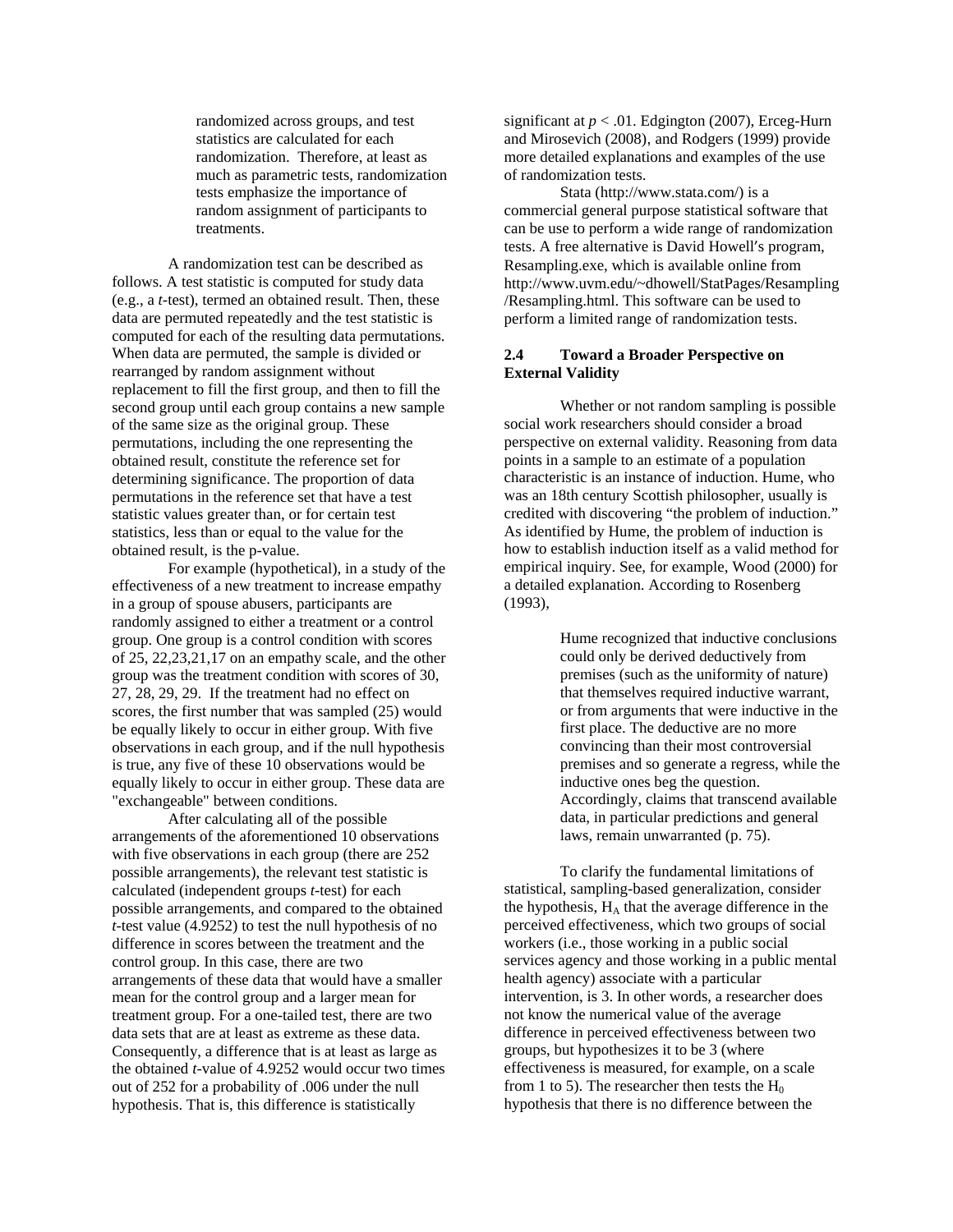> randomized across groups, and test statistics are calculated for each randomization. Therefore, at least as much as parametric tests, randomization tests emphasize the importance of random assignment of participants to treatments.

A randomization test can be described as follows. A test statistic is computed for study data (e.g., a *t*-test), termed an obtained result. Then, these data are permuted repeatedly and the test statistic is computed for each of the resulting data permutations. When data are permuted, the sample is divided or rearranged by random assignment without replacement to fill the first group, and then to fill the second group until each group contains a new sample of the same size as the original group. These permutations, including the one representing the obtained result, constitute the reference set for determining significance. The proportion of data permutations in the reference set that have a test statistic values greater than, or for certain test statistics, less than or equal to the value for the obtained result, is the p-value.

For example (hypothetical), in a study of the effectiveness of a new treatment to increase empathy in a group of spouse abusers, participants are randomly assigned to either a treatment or a control group. One group is a control condition with scores of 25, 22,23,21,17 on an empathy scale, and the other group was the treatment condition with scores of 30, 27, 28, 29, 29. If the treatment had no effect on scores, the first number that was sampled (25) would be equally likely to occur in either group. With five observations in each group, and if the null hypothesis is true, any five of these 10 observations would be equally likely to occur in either group. These data are "exchangeable" between conditions.

After calculating all of the possible arrangements of the aforementioned 10 observations with five observations in each group (there are 252 possible arrangements), the relevant test statistic is calculated (independent groups *t*-test) for each possible arrangements, and compared to the obtained *t*-test value (4.9252) to test the null hypothesis of no difference in scores between the treatment and the control group. In this case, there are two arrangements of these data that would have a smaller mean for the control group and a larger mean for treatment group. For a one-tailed test, there are two data sets that are at least as extreme as these data. Consequently, a difference that is at least as large as the obtained *t*-value of 4.9252 would occur two times out of 252 for a probability of .006 under the null hypothesis. That is, this difference is statistically significant at $p < .01$. Edgington (2007), Erceg-Hurn and Mirosevich (2008), and Rodgers (1999) provide more detailed explanations and examples of the use of randomization tests.

Stata (http://www.stata.com/) is a commercial general purpose statistical software that can be use to perform a wide range of randomization tests. A free alternative is David Howell′s program, Resampling.exe, which is available online from http://www.uvm.edu/~dhowell/StatPages/Resampling/Resampling.html. This software can be used to perform a limited range of randomization tests.

### 2.4 Toward a Broader Perspective on External Validity

Whether or not random sampling is possible social work researchers should consider a broad perspective on external validity. Reasoning from data points in a sample to an estimate of a population characteristic is an instance of induction. Hume, who was an 18th century Scottish philosopher, usually is credited with discovering "the problem of induction." As identified by Hume, the problem of induction is how to establish induction itself as a valid method for empirical inquiry. See, for example, Wood (2000) for a detailed explanation. According to Rosenberg (1993),

> Hume recognized that inductive conclusions could only be derived deductively from premises (such as the uniformity of nature) that themselves required inductive warrant, or from arguments that were inductive in the first place. The deductive are no more convincing than their most controversial premises and so generate a regress, while the inductive ones beg the question. Accordingly, claims that transcend available data, in particular predictions and general laws, remain unwarranted (p. 75).

To clarify the fundamental limitations of statistical, sampling-based generalization, consider the hypothesis, $H_A$ that the average difference in the perceived effectiveness, which two groups of social workers (i.e., those working in a public social services agency and those working in a public mental health agency) associate with a particular intervention, is 3. In other words, a researcher does not know the numerical value of the average difference in perceived effectiveness between two groups, but hypothesizes it to be 3 (where effectiveness is measured, for example, on a scale from 1 to 5). The researcher then tests the $H_0$ hypothesis that there is no difference between the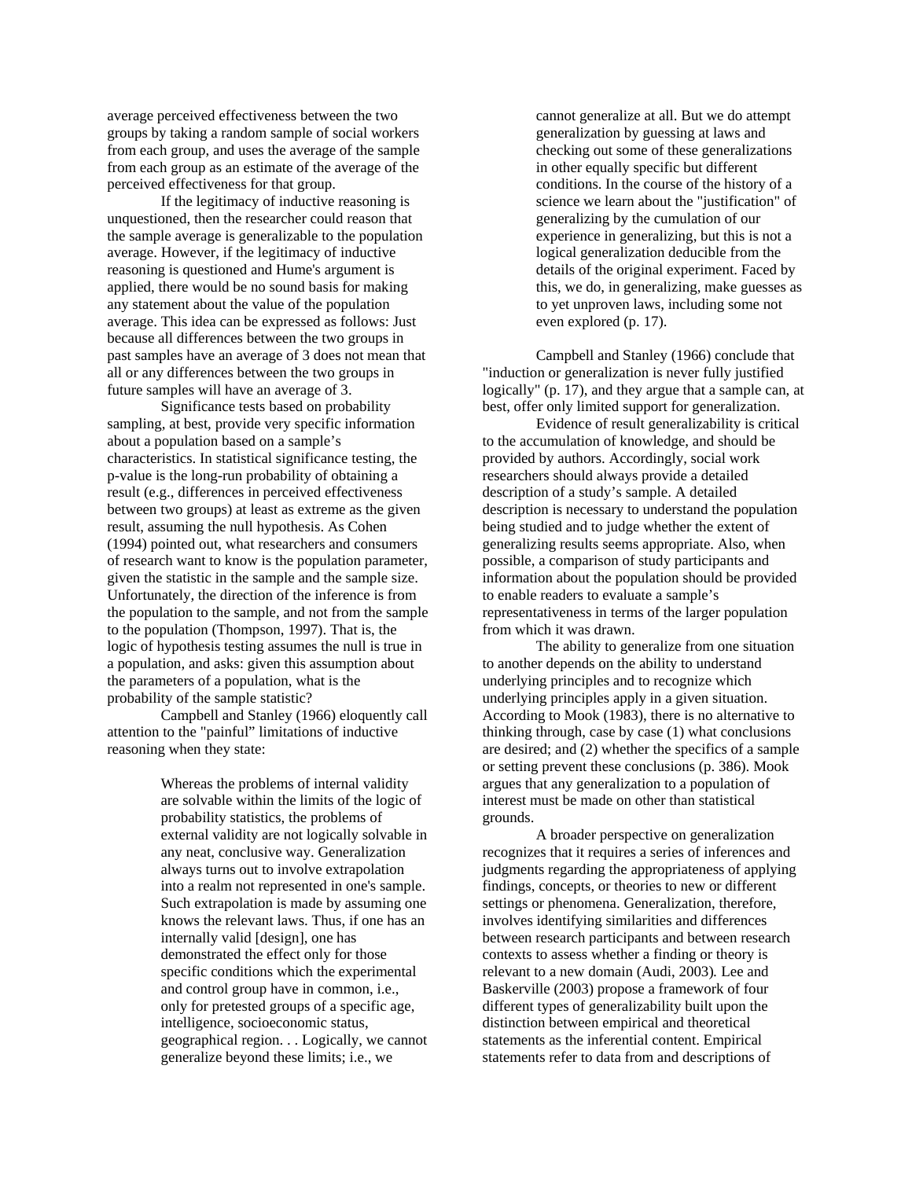average perceived effectiveness between the two groups by taking a random sample of social workers from each group, and uses the average of the sample from each group as an estimate of the average of the perceived effectiveness for that group.

If the legitimacy of inductive reasoning is unquestioned, then the researcher could reason that the sample average is generalizable to the population average. However, if the legitimacy of inductive reasoning is questioned and Hume's argument is applied, there would be no sound basis for making any statement about the value of the population average. This idea can be expressed as follows: Just because all differences between the two groups in past samples have an average of 3 does not mean that all or any differences between the two groups in future samples will have an average of 3.

Significance tests based on probability sampling, at best, provide very specific information about a population based on a sample's characteristics. In statistical significance testing, the p-value is the long-run probability of obtaining a result (e.g., differences in perceived effectiveness between two groups) at least as extreme as the given result, assuming the null hypothesis. As Cohen (1994) pointed out, what researchers and consumers of research want to know is the population parameter, given the statistic in the sample and the sample size. Unfortunately, the direction of the inference is from the population to the sample, and not from the sample to the population (Thompson, 1997). That is, the logic of hypothesis testing assumes the null is true in a population, and asks: given this assumption about the parameters of a population, what is the probability of the sample statistic?

Campbell and Stanley (1966) eloquently call attention to the "painful" limitations of inductive reasoning when they state:

> Whereas the problems of internal validity are solvable within the limits of the logic of probability statistics, the problems of external validity are not logically solvable in any neat, conclusive way. Generalization always turns out to involve extrapolation into a realm not represented in one's sample. Such extrapolation is made by assuming one knows the relevant laws. Thus, if one has an internally valid [design], one has demonstrated the effect only for those specific conditions which the experimental and control group have in common, i.e., only for pretested groups of a specific age, intelligence, socioeconomic status, geographical region. . . Logically, we cannot generalize beyond these limits; i.e., we cannot generalize at all. But we do attempt generalization by guessing at laws and checking out some of these generalizations in other equally specific but different conditions. In the course of the history of a science we learn about the "justification" of generalizing by the cumulation of our experience in generalizing, but this is not a logical generalization deducible from the details of the original experiment. Faced by this, we do, in generalizing, make guesses as to yet unproven laws, including some not even explored (p. 17).

Campbell and Stanley (1966) conclude that "induction or generalization is never fully justified logically" (p. 17), and they argue that a sample can, at best, offer only limited support for generalization.

Evidence of result generalizability is critical to the accumulation of knowledge, and should be provided by authors. Accordingly, social work researchers should always provide a detailed description of a study's sample. A detailed description is necessary to understand the population being studied and to judge whether the extent of generalizing results seems appropriate. Also, when possible, a comparison of study participants and information about the population should be provided to enable readers to evaluate a sample's representativeness in terms of the larger population from which it was drawn.

The ability to generalize from one situation to another depends on the ability to understand underlying principles and to recognize which underlying principles apply in a given situation. According to Mook (1983), there is no alternative to thinking through, case by case (1) what conclusions are desired; and (2) whether the specifics of a sample or setting prevent these conclusions (p. 386). Mook argues that any generalization to a population of interest must be made on other than statistical grounds.

A broader perspective on generalization recognizes that it requires a series of inferences and judgments regarding the appropriateness of applying findings, concepts, or theories to new or different settings or phenomena. Generalization, therefore, involves identifying similarities and differences between research participants and between research contexts to assess whether a finding or theory is relevant to a new domain (Audi, 2003). Lee and Baskerville (2003) propose a framework of four different types of generalizability built upon the distinction between empirical and theoretical statements as the inferential content. Empirical statements refer to data from and descriptions of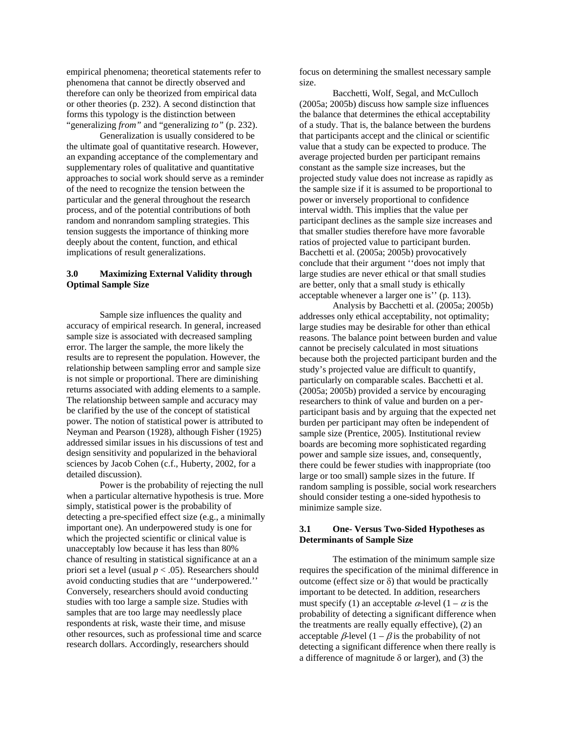empirical phenomena; theoretical statements refer to phenomena that cannot be directly observed and therefore can only be theorized from empirical data or other theories (p. 232). A second distinction that forms this typology is the distinction between "generalizing *from"* and "generalizing *to"* (p. 232).

Generalization is usually considered to be the ultimate goal of quantitative research. However, an expanding acceptance of the complementary and supplementary roles of qualitative and quantitative approaches to social work should serve as a reminder of the need to recognize the tension between the particular and the general throughout the research process, and of the potential contributions of both random and nonrandom sampling strategies. This tension suggests the importance of thinking more deeply about the content, function, and ethical implications of result generalizations.

## 3.0 Maximizing External Validity through Optimal Sample Size

Sample size influences the quality and accuracy of empirical research. In general, increased sample size is associated with decreased sampling error. The larger the sample, the more likely the results are to represent the population. However, the relationship between sampling error and sample size is not simple or proportional. There are diminishing returns associated with adding elements to a sample. The relationship between sample and accuracy may be clarified by the use of the concept of statistical power. The notion of statistical power is attributed to Neyman and Pearson (1928), although Fisher (1925) addressed similar issues in his discussions of test and design sensitivity and popularized in the behavioral sciences by Jacob Cohen (c.f., Huberty, 2002, for a detailed discussion).

Power is the probability of rejecting the null when a particular alternative hypothesis is true. More simply, statistical power is the probability of detecting a pre-specified effect size (e.g., a minimally important one). An underpowered study is one for which the projected scientific or clinical value is unacceptably low because it has less than 80% chance of resulting in statistical significance at an a priori set a level (usual $p < .05$). Researchers should avoid conducting studies that are ''underpowered.'' Conversely, researchers should avoid conducting studies with too large a sample size. Studies with samples that are too large may needlessly place respondents at risk, waste their time, and misuse other resources, such as professional time and scarce research dollars. Accordingly, researchers should focus on determining the smallest necessary sample size.

Bacchetti, Wolf, Segal, and McCulloch (2005a; 2005b) discuss how sample size influences the balance that determines the ethical acceptability of a study. That is, the balance between the burdens that participants accept and the clinical or scientific value that a study can be expected to produce. The average projected burden per participant remains constant as the sample size increases, but the projected study value does not increase as rapidly as the sample size if it is assumed to be proportional to power or inversely proportional to confidence interval width. This implies that the value per participant declines as the sample size increases and that smaller studies therefore have more favorable ratios of projected value to participant burden. Bacchetti et al. (2005a; 2005b) provocatively conclude that their argument ''does not imply that large studies are never ethical or that small studies are better, only that a small study is ethically acceptable whenever a larger one is'' (p. 113).

Analysis by Bacchetti et al. (2005a; 2005b) addresses only ethical acceptability, not optimality; large studies may be desirable for other than ethical reasons. The balance point between burden and value cannot be precisely calculated in most situations because both the projected participant burden and the study's projected value are difficult to quantify, particularly on comparable scales. Bacchetti et al. (2005a; 2005b) provided a service by encouraging researchers to think of value and burden on a per-participant basis and by arguing that the expected net burden per participant may often be independent of sample size (Prentice, 2005). Institutional review boards are becoming more sophisticated regarding power and sample size issues, and, consequently, there could be fewer studies with inappropriate (too large or too small) sample sizes in the future. If random sampling is possible, social work researchers should consider testing a one-sided hypothesis to minimize sample size.

### 3.1 One- Versus Two-Sided Hypotheses as Determinants of Sample Size

The estimation of the minimum sample size requires the specification of the minimal difference in outcome (effect size or $\delta$) that would be practically important to be detected. In addition, researchers must specify (1) an acceptable $\alpha$-level ($1 - \alpha$ is the probability of detecting a significant difference when the treatments are really equally effective), (2) an acceptable $\beta$-level ($1 - \beta$ is the probability of not detecting a significant difference when there really is a difference of magnitude $\delta$ or larger), and (3) the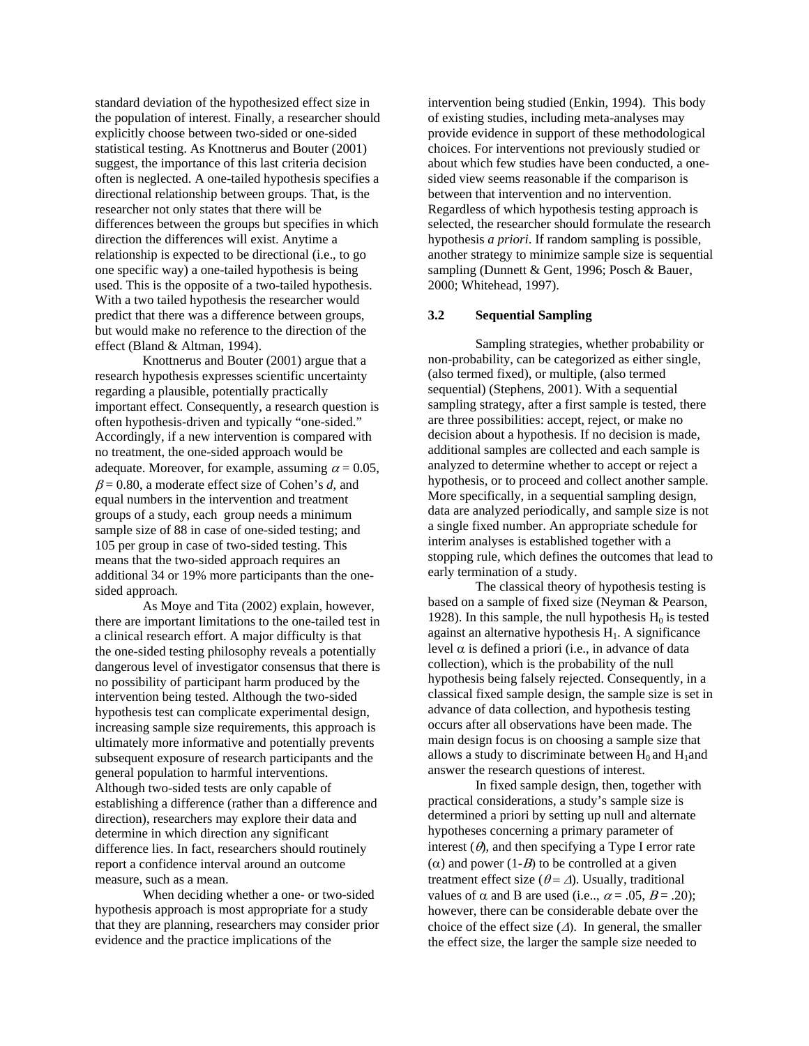standard deviation of the hypothesized effect size in the population of interest. Finally, a researcher should explicitly choose between two-sided or one-sided statistical testing. As Knottnerus and Bouter (2001) suggest, the importance of this last criteria decision often is neglected. A one-tailed hypothesis specifies a directional relationship between groups. That, is the researcher not only states that there will be differences between the groups but specifies in which direction the differences will exist. Anytime a relationship is expected to be directional (i.e., to go one specific way) a one-tailed hypothesis is being used. This is the opposite of a two-tailed hypothesis. With a two tailed hypothesis the researcher would predict that there was a difference between groups, but would make no reference to the direction of the effect (Bland & Altman, 1994).

Knottnerus and Bouter (2001) argue that a research hypothesis expresses scientific uncertainty regarding a plausible, potentially practically important effect. Consequently, a research question is often hypothesis-driven and typically "one-sided." Accordingly, if a new intervention is compared with no treatment, the one-sided approach would be adequate. Moreover, for example, assuming $\alpha = 0.05$, $\beta = 0.80$, a moderate effect size of Cohen's *d*, and equal numbers in the intervention and treatment groups of a study, each group needs a minimum sample size of 88 in case of one-sided testing; and 105 per group in case of two-sided testing. This means that the two-sided approach requires an additional 34 or 19% more participants than the one-sided approach.

As Moye and Tita (2002) explain, however, there are important limitations to the one-tailed test in a clinical research effort. A major difficulty is that the one-sided testing philosophy reveals a potentially dangerous level of investigator consensus that there is no possibility of participant harm produced by the intervention being tested. Although the two-sided hypothesis test can complicate experimental design, increasing sample size requirements, this approach is ultimately more informative and potentially prevents subsequent exposure of research participants and the general population to harmful interventions. Although two-sided tests are only capable of establishing a difference (rather than a difference and direction), researchers may explore their data and determine in which direction any significant difference lies. In fact, researchers should routinely report a confidence interval around an outcome measure, such as a mean.

When deciding whether a one- or two-sided hypothesis approach is most appropriate for a study that they are planning, researchers may consider prior evidence and the practice implications of the intervention being studied (Enkin, 1994). This body of existing studies, including meta-analyses may provide evidence in support of these methodological choices. For interventions not previously studied or about which few studies have been conducted, a one-sided view seems reasonable if the comparison is between that intervention and no intervention. Regardless of which hypothesis testing approach is selected, the researcher should formulate the research hypothesis *a priori*. If random sampling is possible, another strategy to minimize sample size is sequential sampling (Dunnett & Gent, 1996; Posch & Bauer, 2000; Whitehead, 1997).

### 3.2 Sequential Sampling

Sampling strategies, whether probability or non-probability, can be categorized as either single, (also termed fixed), or multiple, (also termed sequential) (Stephens, 2001). With a sequential sampling strategy, after a first sample is tested, there are three possibilities: accept, reject, or make no decision about a hypothesis. If no decision is made, additional samples are collected and each sample is analyzed to determine whether to accept or reject a hypothesis, or to proceed and collect another sample. More specifically, in a sequential sampling design, data are analyzed periodically, and sample size is not a single fixed number. An appropriate schedule for interim analyses is established together with a stopping rule, which defines the outcomes that lead to early termination of a study.

The classical theory of hypothesis testing is based on a sample of fixed size (Neyman & Pearson, 1928). In this sample, the null hypothesis $H_0$ is tested against an alternative hypothesis $H_1$. A significance level $\alpha$ is defined a priori (i.e., in advance of data collection), which is the probability of the null hypothesis being falsely rejected. Consequently, in a classical fixed sample design, the sample size is set in advance of data collection, and hypothesis testing occurs after all observations have been made. The main design focus is on choosing a sample size that allows a study to discriminate between $H_0$ and $H_1$and answer the research questions of interest.

In fixed sample design, then, together with practical considerations, a study's sample size is determined a priori by setting up null and alternate hypotheses concerning a primary parameter of interest ($\theta$), and then specifying a Type I error rate ($\alpha$) and power ($1-B$) to be controlled at a given treatment effect size ($\theta = \Delta$). Usually, traditional values of $\alpha$ and B are used (i.e.., $\alpha = .05$, $B = .20$); however, there can be considerable debate over the choice of the effect size ($\Delta$). In general, the smaller the effect size, the larger the sample size needed to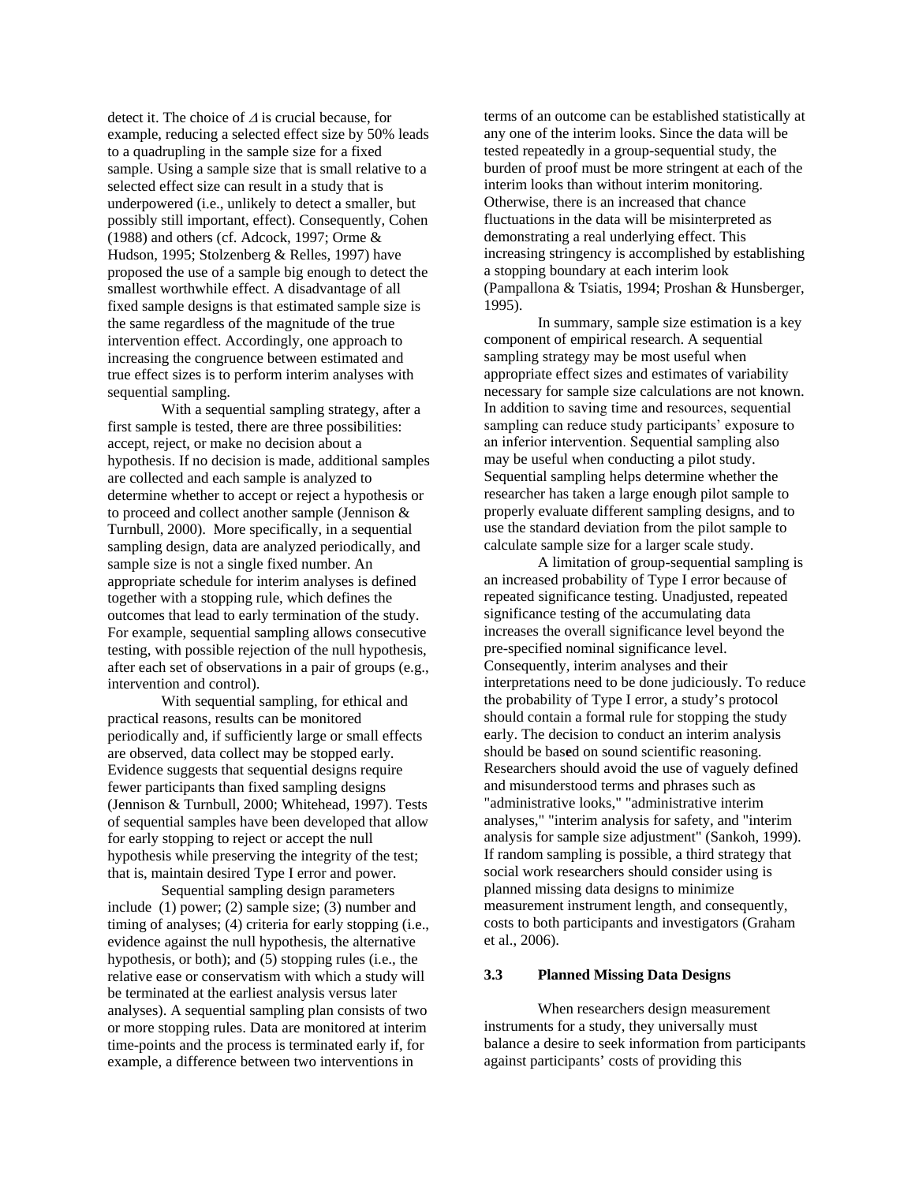detect it. The choice of $\Delta$ is crucial because, for example, reducing a selected effect size by 50% leads to a quadrupling in the sample size for a fixed sample. Using a sample size that is small relative to a selected effect size can result in a study that is underpowered (i.e., unlikely to detect a smaller, but possibly still important, effect). Consequently, Cohen (1988) and others (cf. Adcock, 1997; Orme & Hudson, 1995; Stolzenberg & Relles, 1997) have proposed the use of a sample big enough to detect the smallest worthwhile effect. A disadvantage of all fixed sample designs is that estimated sample size is the same regardless of the magnitude of the true intervention effect. Accordingly, one approach to increasing the congruence between estimated and true effect sizes is to perform interim analyses with sequential sampling.

With a sequential sampling strategy, after a first sample is tested, there are three possibilities: accept, reject, or make no decision about a hypothesis. If no decision is made, additional samples are collected and each sample is analyzed to determine whether to accept or reject a hypothesis or to proceed and collect another sample (Jennison & Turnbull, 2000). More specifically, in a sequential sampling design, data are analyzed periodically, and sample size is not a single fixed number. An appropriate schedule for interim analyses is defined together with a stopping rule, which defines the outcomes that lead to early termination of the study. For example, sequential sampling allows consecutive testing, with possible rejection of the null hypothesis, after each set of observations in a pair of groups (e.g., intervention and control).

With sequential sampling, for ethical and practical reasons, results can be monitored periodically and, if sufficiently large or small effects are observed, data collect may be stopped early. Evidence suggests that sequential designs require fewer participants than fixed sampling designs (Jennison & Turnbull, 2000; Whitehead, 1997). Tests of sequential samples have been developed that allow for early stopping to reject or accept the null hypothesis while preserving the integrity of the test; that is, maintain desired Type I error and power.

Sequential sampling design parameters include (1) power; (2) sample size; (3) number and timing of analyses; (4) criteria for early stopping (i.e., evidence against the null hypothesis, the alternative hypothesis, or both); and (5) stopping rules (i.e., the relative ease or conservatism with which a study will be terminated at the earliest analysis versus later analyses). A sequential sampling plan consists of two or more stopping rules. Data are monitored at interim time-points and the process is terminated early if, for example, a difference between two interventions in terms of an outcome can be established statistically at any one of the interim looks. Since the data will be tested repeatedly in a group-sequential study, the burden of proof must be more stringent at each of the interim looks than without interim monitoring. Otherwise, there is an increased that chance fluctuations in the data will be misinterpreted as demonstrating a real underlying effect. This increasing stringency is accomplished by establishing a stopping boundary at each interim look (Pampallona & Tsiatis, 1994; Proshan & Hunsberger, 1995).

In summary, sample size estimation is a key component of empirical research. A sequential sampling strategy may be most useful when appropriate effect sizes and estimates of variability necessary for sample size calculations are not known. In addition to saving time and resources, sequential sampling can reduce study participants' exposure to an inferior intervention. Sequential sampling also may be useful when conducting a pilot study. Sequential sampling helps determine whether the researcher has taken a large enough pilot sample to properly evaluate different sampling designs, and to use the standard deviation from the pilot sample to calculate sample size for a larger scale study.

A limitation of group-sequential sampling is an increased probability of Type I error because of repeated significance testing. Unadjusted, repeated significance testing of the accumulating data increases the overall significance level beyond the pre-specified nominal significance level. Consequently, interim analyses and their interpretations need to be done judiciously. To reduce the probability of Type I error, a study's protocol should contain a formal rule for stopping the study early. The decision to conduct an interim analysis should be based on sound scientific reasoning. Researchers should avoid the use of vaguely defined and misunderstood terms and phrases such as "administrative looks," "administrative interim analyses," "interim analysis for safety, and "interim analysis for sample size adjustment" (Sankoh, 1999). If random sampling is possible, a third strategy that social work researchers should consider using is planned missing data designs to minimize measurement instrument length, and consequently, costs to both participants and investigators (Graham et al., 2006).

### 3.3 Planned Missing Data Designs

When researchers design measurement instruments for a study, they universally must balance a desire to seek information from participants against participants' costs of providing this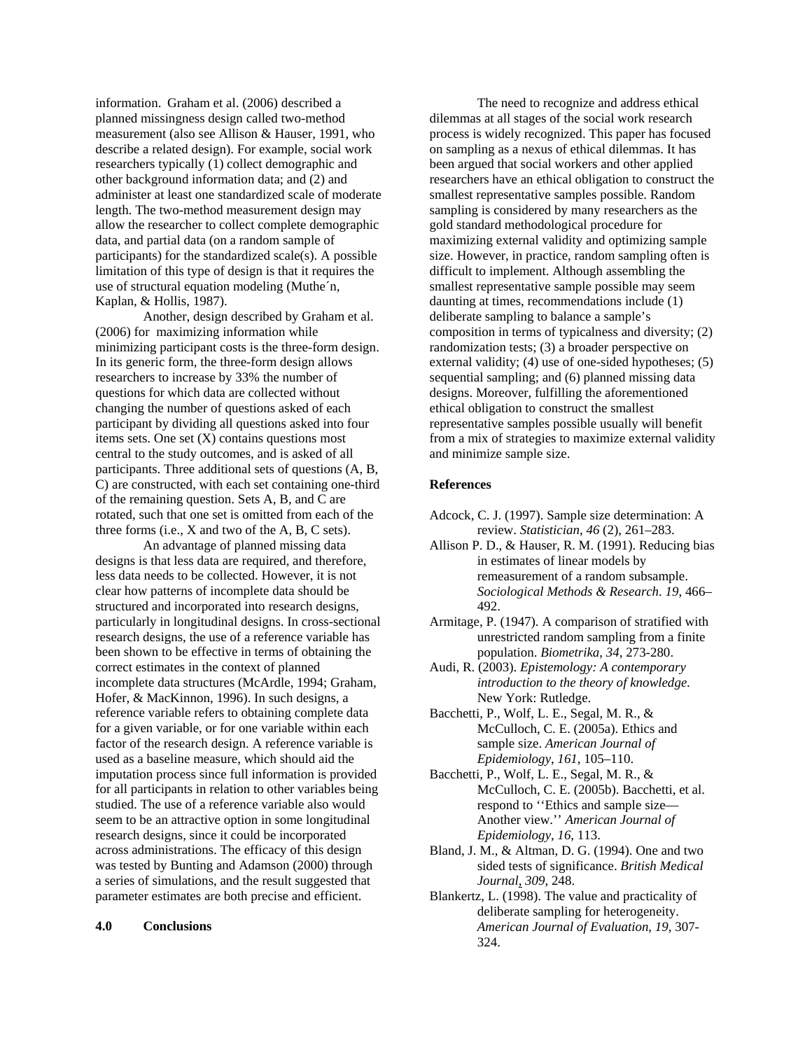information. Graham et al. (2006) described a planned missingness design called two-method measurement (also see Allison & Hauser, 1991, who describe a related design). For example, social work researchers typically (1) collect demographic and other background information data; and (2) and administer at least one standardized scale of moderate length. The two-method measurement design may allow the researcher to collect complete demographic data, and partial data (on a random sample of participants) for the standardized scale(s). A possible limitation of this type of design is that it requires the use of structural equation modeling (Muthe´n, Kaplan, & Hollis, 1987).

Another, design described by Graham et al. (2006) for maximizing information while minimizing participant costs is the three-form design. In its generic form, the three-form design allows researchers to increase by 33% the number of questions for which data are collected without changing the number of questions asked of each participant by dividing all questions asked into four items sets. One set (X) contains questions most central to the study outcomes, and is asked of all participants. Three additional sets of questions (A, B, C) are constructed, with each set containing one-third of the remaining question. Sets A, B, and C are rotated, such that one set is omitted from each of the three forms (i.e., X and two of the A, B, C sets).

An advantage of planned missing data designs is that less data are required, and therefore, less data needs to be collected. However, it is not clear how patterns of incomplete data should be structured and incorporated into research designs, particularly in longitudinal designs. In cross-sectional research designs, the use of a reference variable has been shown to be effective in terms of obtaining the correct estimates in the context of planned incomplete data structures (McArdle, 1994; Graham, Hofer, & MacKinnon, 1996). In such designs, a reference variable refers to obtaining complete data for a given variable, or for one variable within each factor of the research design. A reference variable is used as a baseline measure, which should aid the imputation process since full information is provided for all participants in relation to other variables being studied. The use of a reference variable also would seem to be an attractive option in some longitudinal research designs, since it could be incorporated across administrations. The efficacy of this design was tested by Bunting and Adamson (2000) through a series of simulations, and the result suggested that parameter estimates are both precise and efficient.

## 4.0 Conclusions

The need to recognize and address ethical dilemmas at all stages of the social work research process is widely recognized. This paper has focused on sampling as a nexus of ethical dilemmas. It has been argued that social workers and other applied researchers have an ethical obligation to construct the smallest representative samples possible. Random sampling is considered by many researchers as the gold standard methodological procedure for maximizing external validity and optimizing sample size. However, in practice, random sampling often is difficult to implement. Although assembling the smallest representative sample possible may seem daunting at times, recommendations include (1) deliberate sampling to balance a sample's composition in terms of typicalness and diversity; (2) randomization tests; (3) a broader perspective on external validity; (4) use of one-sided hypotheses; (5) sequential sampling; and (6) planned missing data designs. Moreover, fulfilling the aforementioned ethical obligation to construct the smallest representative samples possible usually will benefit from a mix of strategies to maximize external validity and minimize sample size.

## References

Adcock, C. J. (1997). Sample size determination: A review. *Statistician*, *46* (2), 261–283.

Allison P. D., & Hauser, R. M. (1991). Reducing bias in estimates of linear models by remeasurement of a random subsample. *Sociological Methods & Research*. *19*, 466–492.

Armitage, P. (1947). A comparison of stratified with unrestricted random sampling from a finite population. *Biometrika*, *34*, 273-280.

Audi, R. (2003). *Epistemology: A contemporary introduction to the theory of knowledge.* New York: Rutledge.

Bacchetti, P., Wolf, L. E., Segal, M. R., & McCulloch, C. E. (2005a). Ethics and sample size. *American Journal of Epidemiology*, *161*, 105–110.

Bacchetti, P., Wolf, L. E., Segal, M. R., & McCulloch, C. E. (2005b). Bacchetti, et al. respond to ''Ethics and sample size—Another view.'' *American Journal of Epidemiology*, *16*, 113.

Bland, J. M., & Altman, D. G. (1994). One and two sided tests of significance. *British Medical Journal*, *309*, 248.

Blankertz, L. (1998). The value and practicality of deliberate sampling for heterogeneity. *American Journal of Evaluation*, *19*, 307-324.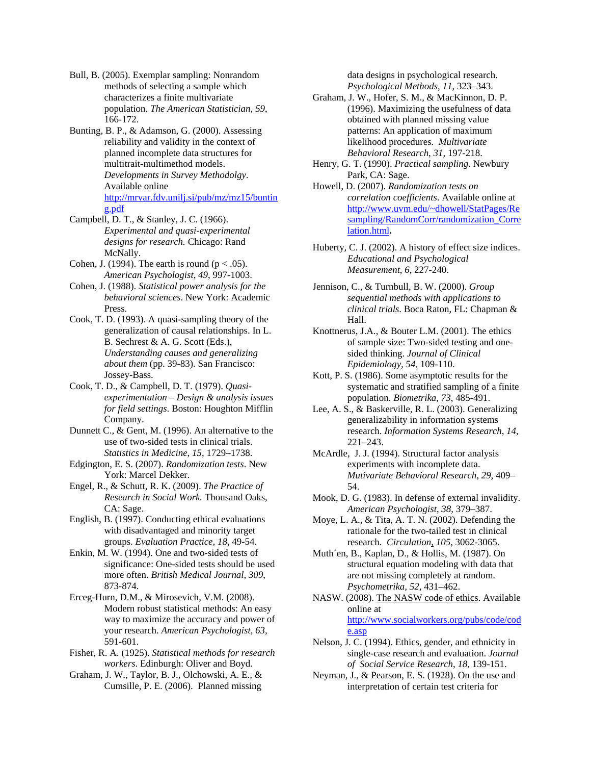Bull, B. (2005). Exemplar sampling: Nonrandom methods of selecting a sample which characterizes a finite multivariate population. *The American Statistician*, *59*, 166-172.

Bunting, B. P., & Adamson, G. (2000). Assessing reliability and validity in the context of planned incomplete data structures for multitrait-multimethod models. *Developments in Survey Methodolgy*. Available online http://mrvar.fdv.unilj.si/pub/mz/mz15/bunting.pdf

Campbell, D. T., & Stanley, J. C. (1966). *Experimental and quasi-experimental designs for research.* Chicago: Rand McNally.

Cohen, J. (1994). The earth is round ($p < .05$). *American Psychologist*, *49*, 997-1003.

Cohen, J. (1988). *Statistical power analysis for the behavioral sciences*. New York: Academic Press.

Cook, T. D. (1993). A quasi-sampling theory of the generalization of causal relationships. In L. B. Sechrest & A. G. Scott (Eds.), *Understanding causes and generalizing about them* (pp. 39-83). San Francisco: Jossey-Bass.

Cook, T. D., & Campbell, D. T. (1979). *Quasi-experimentation – Design & analysis issues for field settings*. Boston: Houghton Mifflin Company.

Dunnett C., & Gent, M. (1996). An alternative to the use of two-sided tests in clinical trials. *Statistics in Medicine*, *15*, 1729–1738.

Edgington, E. S. (2007). *Randomization tests*. New York: Marcel Dekker.

Engel, R., & Schutt, R. K. (2009). *The Practice of Research in Social Work.* Thousand Oaks, CA: Sage.

English, B. (1997). Conducting ethical evaluations with disadvantaged and minority target groups. *Evaluation Practice*, *18*, 49-54.

Enkin, M. W. (1994). One and two-sided tests of significance: One-sided tests should be used more often. *British Medical Journal*, *309*, 873-874.

Erceg-Hurn, D.M., & Mirosevich, V.M. (2008). Modern robust statistical methods: An easy way to maximize the accuracy and power of your research. *American Psychologist*, *63*, 591-601.

Fisher, R. A. (1925). *Statistical methods for research workers*. Edinburgh: Oliver and Boyd.

Graham, J. W., Taylor, B. J., Olchowski, A. E., & Cumsille, P. E. (2006). Planned missing data designs in psychological research. *Psychological Methods*, *11*, 323–343.

Graham, J. W., Hofer, S. M., & MacKinnon, D. P. (1996). Maximizing the usefulness of data obtained with planned missing value patterns: An application of maximum likelihood procedures. *Multivariate Behavioral Research*, *31*, 197-218.

Henry, G. T. (1990). *Practical sampling*. Newbury Park, CA: Sage.

Howell, D. (2007). *Randomization tests on correlation coefficients*. Available online at http://www.uvm.edu/~dhowell/StatPages/Resampling/RandomCorr/randomization_Correlation.html**.**

Huberty, C. J. (2002). A history of effect size indices. *Educational and Psychological Measurement*, *6*, 227-240.

Jennison, C., & Turnbull, B. W. (2000). *Group sequential methods with applications to clinical trials*. Boca Raton, FL: Chapman & Hall.

Knottnerus, J.A., & Bouter L.M. (2001). The ethics of sample size: Two-sided testing and one-sided thinking. *Journal of Clinical Epidemiology*, *54*, 109-110.

Kott, P. S. (1986). Some asymptotic results for the systematic and stratified sampling of a finite population. *Biometrika*, *73*, 485-491.

Lee, A. S., & Baskerville, R. L. (2003). Generalizing generalizability in information systems research. *Information Systems Research*, *14*, 221–243.

McArdle, J. J. (1994). Structural factor analysis experiments with incomplete data. *Mutivariate Behavioral Research*, *29*, 409–54.

Mook, D. G. (1983). In defense of external invalidity. *American Psychologist*, *38*, 379–387.

Moye, L. A., & Tita, A. T. N. (2002). Defending the rationale for the two-tailed test in clinical research. *Circulation*, *105*, 3062-3065.

Muth´en, B., Kaplan, D., & Hollis, M. (1987). On structural equation modeling with data that are not missing completely at random. *Psychometrika*, *52*, 431–462.

NASW. (2008). The NASW code of ethics. Available online at http://www.socialworkers.org/pubs/code/code.asp

Nelson, J. C. (1994). Ethics, gender, and ethnicity in single-case research and evaluation. *Journal of Social Service Research*, *18*, 139-151.

Neyman, J., & Pearson, E. S. (1928). On the use and interpretation of certain test criteria for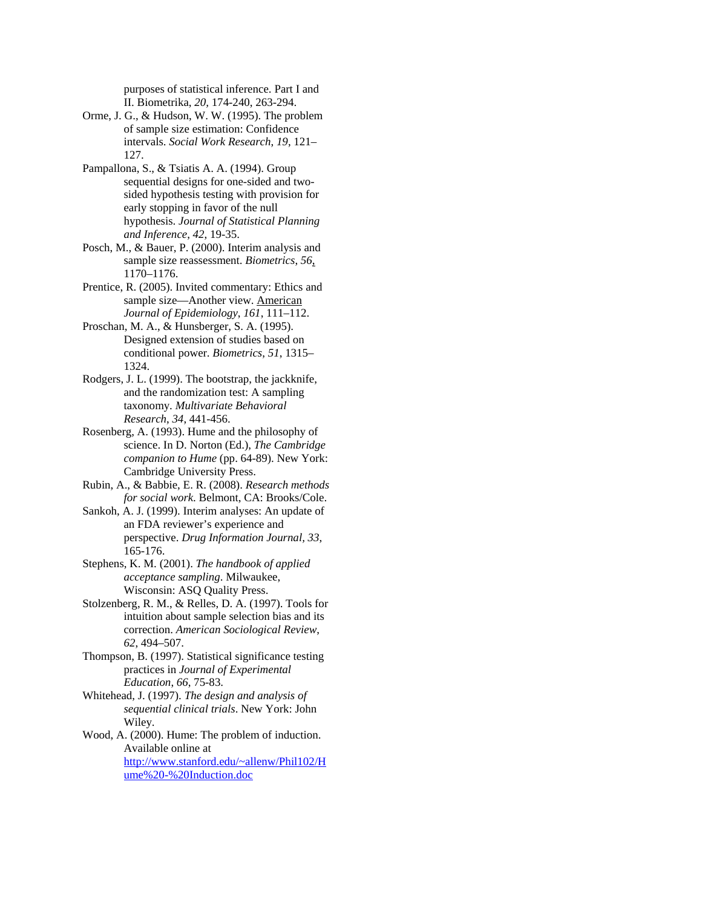purposes of statistical inference. Part I and II. Biometrika, *20*, 174-240, 263-294.

Orme, J. G., & Hudson, W. W. (1995). The problem of sample size estimation: Confidence intervals. *Social Work Research*, *19*, 121–127.

Pampallona, S., & Tsiatis A. A. (1994). Group sequential designs for one-sided and two-sided hypothesis testing with provision for early stopping in favor of the null hypothesis. *Journal of Statistical Planning and Inference*, *42*, 19-35.

Posch, M., & Bauer, P. (2000). Interim analysis and sample size reassessment. *Biometrics*, *56*, 1170–1176.

Prentice, R. (2005). Invited commentary: Ethics and sample size—Another view. American *Journal of Epidemiology*, *161*, 111–112.

Proschan, M. A., & Hunsberger, S. A. (1995). Designed extension of studies based on conditional power. *Biometrics*, *51*, 1315–1324.

Rodgers, J. L. (1999). The bootstrap, the jackknife, and the randomization test: A sampling taxonomy. *Multivariate Behavioral Research*, *34*, 441-456.

Rosenberg, A. (1993). Hume and the philosophy of science. In D. Norton (Ed.), *The Cambridge companion to Hume* (pp. 64-89). New York: Cambridge University Press.

Rubin, A., & Babbie, E. R. (2008). *Research methods for social work*. Belmont, CA: Brooks/Cole.

Sankoh, A. J. (1999). Interim analyses: An update of an FDA reviewer's experience and perspective. *Drug Information Journal*, *33*, 165-176.

Stephens, K. M. (2001). *The handbook of applied acceptance sampling*. Milwaukee, Wisconsin: ASQ Quality Press.

Stolzenberg, R. M., & Relles, D. A. (1997). Tools for intuition about sample selection bias and its correction. *American Sociological Review*, *62*, 494–507.

Thompson, B. (1997). Statistical significance testing practices in *Journal of Experimental Education*, *66*, 75-83.

Whitehead, J. (1997). *The design and analysis of sequential clinical trials*. New York: John Wiley.

Wood, A. (2000). Hume: The problem of induction. Available online at http://www.stanford.edu/~allenw/Phil102/Hume%20-%20Induction.doc